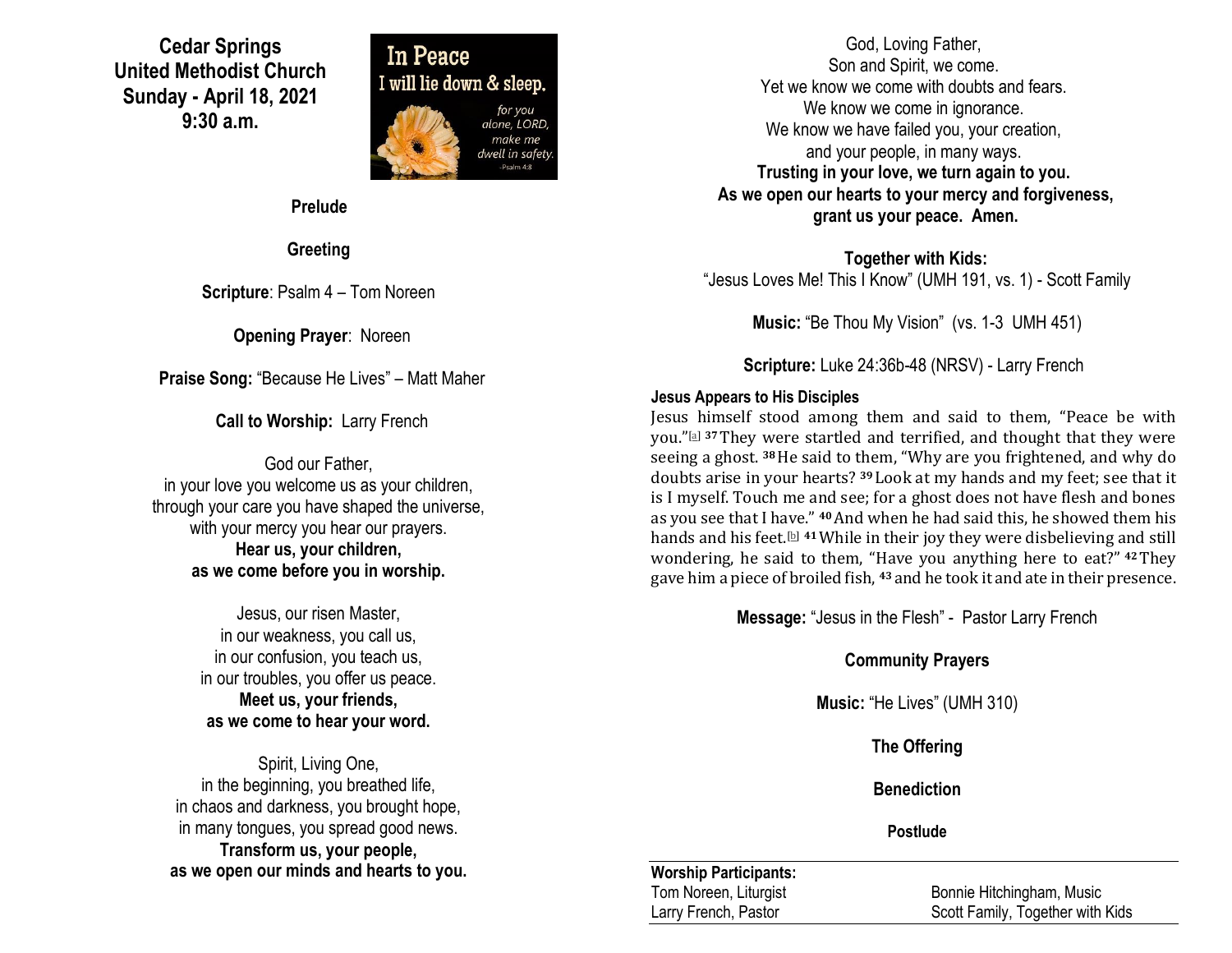# Cedar Springs United Methodist Church
## Sunday - April 18, 2021
## 9:30 a.m.

In Peace
I will lie down & sleep.
for you alone, LORD, make me dwell in safety.
-Psalm 4:8

**Prelude**

**Greeting**

**Scripture**: Psalm 4 – Tom Noreen

**Opening Prayer**: Noreen

**Praise Song:** "Because He Lives" – Matt Maher

**Call to Worship:** Larry French

God our Father,
in your love you welcome us as your children,
through your care you have shaped the universe,
with your mercy you hear our prayers.
**Hear us, your children,**
**as we come before you in worship.**

Jesus, our risen Master,
in our weakness, you call us,
in our confusion, you teach us,
in our troubles, you offer us peace.
**Meet us, your friends,**
**as we come to hear your word.**

Spirit, Living One,
in the beginning, you breathed life,
in chaos and darkness, you brought hope,
in many tongues, you spread good news.
**Transform us, your people,**
**as we open our minds and hearts to you.**

God, Loving Father,
Son and Spirit, we come.
Yet we know we come with doubts and fears.
We know we come in ignorance.
We know we have failed you, your creation,
and your people, in many ways.
**Trusting in your love, we turn again to you.**
**As we open our hearts to your mercy and forgiveness,**
**grant us your peace. Amen.**

**Together with Kids:**
"Jesus Loves Me! This I Know" (UMH 191, vs. 1) - Scott Family

**Music:** "Be Thou My Vision" (vs. 1-3 UMH 451)

**Scripture:** Luke 24:36b-48 (NRSV) - Larry French

**Jesus Appears to His Disciples**

Jesus himself stood among them and said to them, "Peace be with you."[a] **37** They were startled and terrified, and thought that they were seeing a ghost. **38** He said to them, "Why are you frightened, and why do doubts arise in your hearts? **39** Look at my hands and my feet; see that it is I myself. Touch me and see; for a ghost does not have flesh and bones as you see that I have." **40** And when he had said this, he showed them his hands and his feet.[b] **41** While in their joy they were disbelieving and still wondering, he said to them, "Have you anything here to eat?" **42** They gave him a piece of broiled fish, **43** and he took it and ate in their presence.

**Message:** "Jesus in the Flesh" - Pastor Larry French

**Community Prayers**

**Music:** "He Lives" (UMH 310)

**The Offering**

**Benediction**

**Postlude**

**Worship Participants:**

| | |
|---|---|
| Tom Noreen, Liturgist | Bonnie Hitchingham, Music |
| Larry French, Pastor | Scott Family, Together with Kids |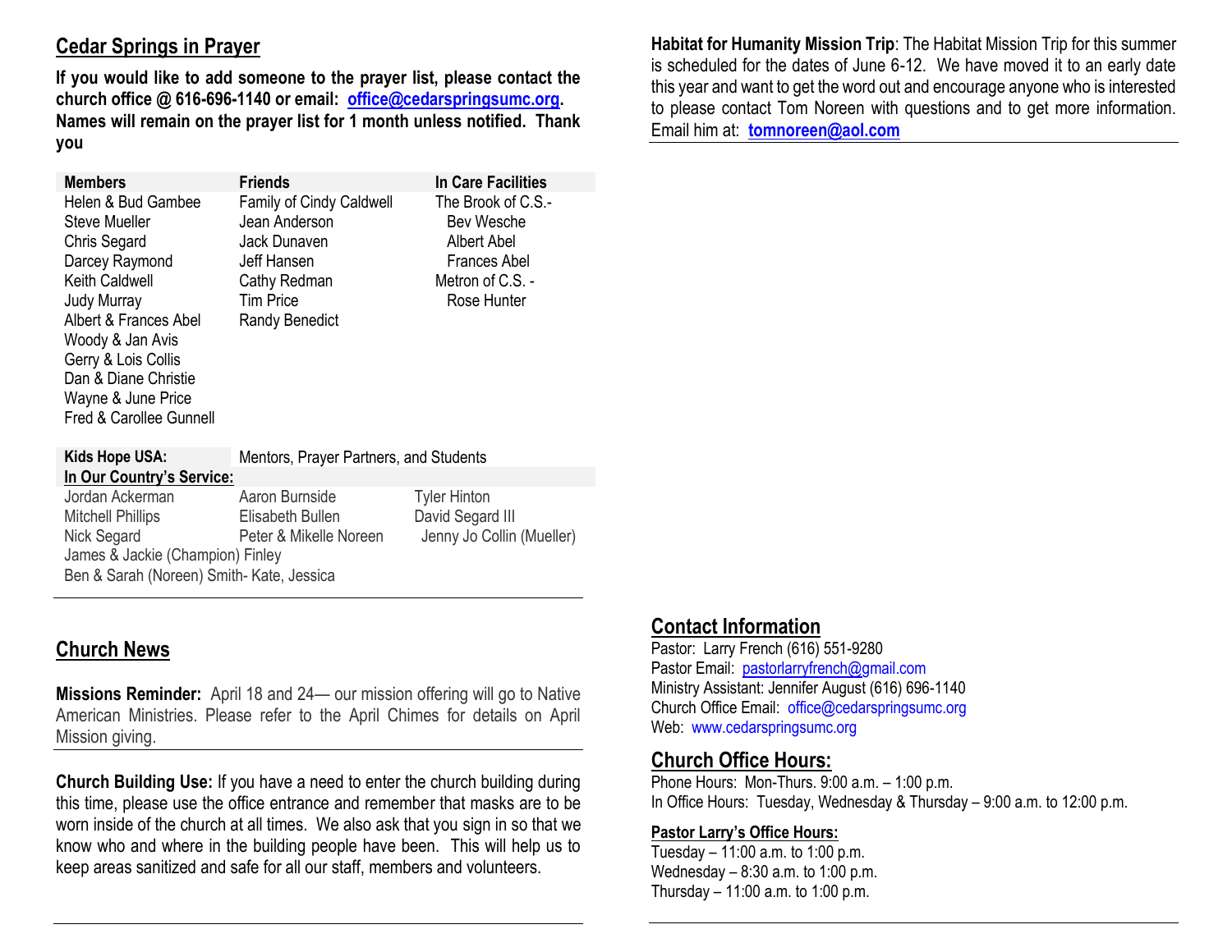## Cedar Springs in Prayer

**If you would like to add someone to the prayer list, please contact the church office @ 616-696-1140 or email: office@cedarspringsumc.org. Names will remain on the prayer list for 1 month unless notified. Thank you**

| Members | Friends | In Care Facilities |
|---|---|---|
| Helen & Bud Gambee | Family of Cindy Caldwell | The Brook of C.S.- |
| Steve Mueller | Jean Anderson | Bev Wesche |
| Chris Segard | Jack Dunaven | Albert Abel |
| Darcey Raymond | Jeff Hansen | Frances Abel |
| Keith Caldwell | Cathy Redman | Metron of C.S. - |
| Judy Murray | Tim Price | Rose Hunter |
| Albert & Frances Abel | Randy Benedict | |
| Woody & Jan Avis | | |
| Gerry & Lois Collis | | |
| Dan & Diane Christie | | |
| Wayne & June Price | | |
| Fred & Carollee Gunnell | | |

**Kids Hope USA:** Mentors, Prayer Partners, and Students

**In Our Country's Service:**

| | | |
|---|---|---|
| Jordan Ackerman | Aaron Burnside | Tyler Hinton |
| Mitchell Phillips | Elisabeth Bullen | David Segard III |
| Nick Segard | Peter & Mikelle Noreen | Jenny Jo Collin (Mueller) |

James & Jackie (Champion) Finley
Ben & Sarah (Noreen) Smith- Kate, Jessica

## Church News

**Missions Reminder:** April 18 and 24— our mission offering will go to Native American Ministries. Please refer to the April Chimes for details on April Mission giving.

**Church Building Use:** If you have a need to enter the church building during this time, please use the office entrance and remember that masks are to be worn inside of the church at all times. We also ask that you sign in so that we know who and where in the building people have been. This will help us to keep areas sanitized and safe for all our staff, members and volunteers.

**Habitat for Humanity Mission Trip**: The Habitat Mission Trip for this summer is scheduled for the dates of June 6-12. We have moved it to an early date this year and want to get the word out and encourage anyone who is interested to please contact Tom Noreen with questions and to get more information. Email him at: **tomnoreen@aol.com**

## Contact Information

Pastor: Larry French (616) 551-9280
Pastor Email: pastorlarryfrench@gmail.com
Ministry Assistant: Jennifer August (616) 696-1140
Church Office Email: office@cedarspringsumc.org
Web: www.cedarspringsumc.org

## Church Office Hours:

Phone Hours: Mon-Thurs. 9:00 a.m. – 1:00 p.m.
In Office Hours: Tuesday, Wednesday & Thursday – 9:00 a.m. to 12:00 p.m.

**Pastor Larry's Office Hours:**

Tuesday – 11:00 a.m. to 1:00 p.m.
Wednesday – 8:30 a.m. to 1:00 p.m.
Thursday – 11:00 a.m. to 1:00 p.m.